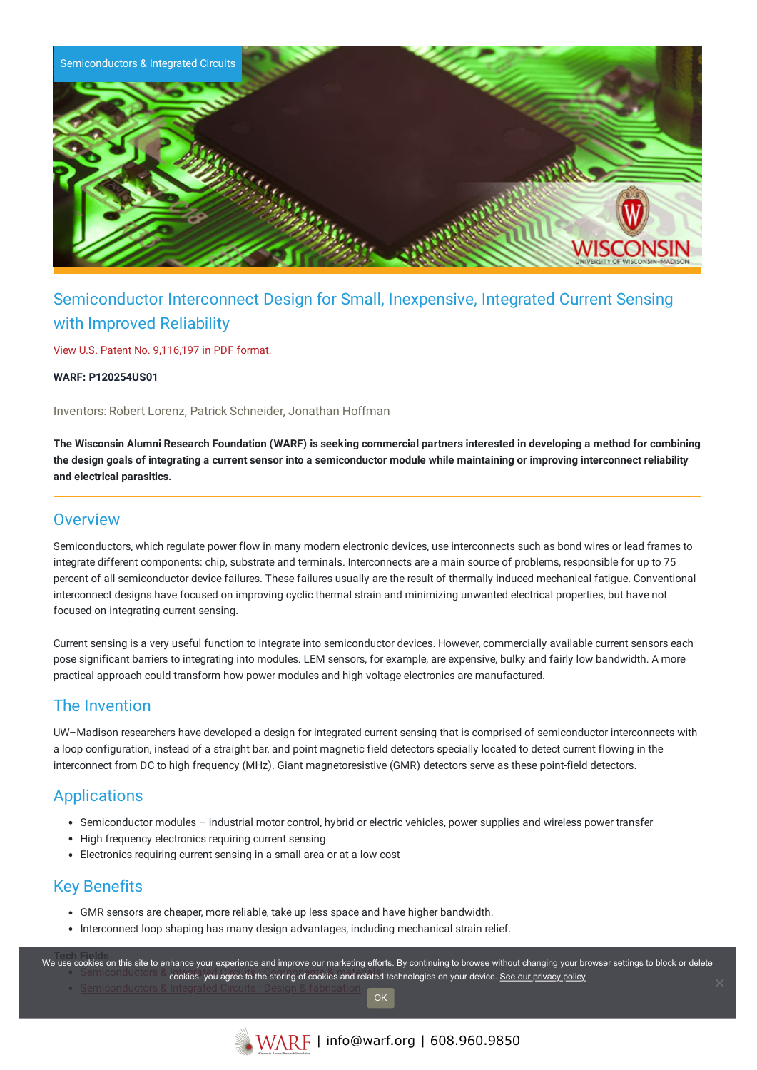Semiconductors & Integrated Circuits

# Semiconductor Interconnect Design for Small, Inexpensive, Integrated Current Sensing with Improved Reliability

View U.S. Patent No. 9,116,197 in PDF format.

**WARF: P120254US01**

Inventors: Robert Lorenz, Patrick Schneider, Jonathan Hoffman

**The Wisconsin Alumni Research Foundation (WARF) is seeking commercial partners interested in developing a method for combining the design goals of integrating a current sensor into a semiconductor module while maintaining or improving interconnect reliability and electrical parasitics.**

## Overview

Semiconductors, which regulate power flow in many modern electronic devices, use interconnects such as bond wires or lead frames to integrate different components: chip, substrate and terminals. Interconnects are a main source of problems, responsible for up to 75 percent of all semiconductor device failures. These failures usually are the result of thermally induced mechanical fatigue. Conventional interconnect designs have focused on improving cyclic thermal strain and minimizing unwanted electrical properties, but have not focused on integrating current sensing.

Current sensing is a very useful function to integrate into semiconductor devices. However, commercially available current sensors each pose significant barriers to integrating into modules. LEM sensors, for example, are expensive, bulky and fairly low bandwidth. A more practical approach could transform how power modules and high voltage electronics are manufactured.

## The Invention

UW–Madison researchers have developed a design for integrated current sensing that is comprised of semiconductor interconnects with a loop configuration, instead of a straight bar, and point magnetic field detectors specially located to detect current flowing in the interconnect from DC to high frequency (MHz). Giant magnetoresistive (GMR) detectors serve as these point-field detectors.

## Applications

- Semiconductor modules – industrial motor control, hybrid or electric vehicles, power supplies and wireless power transfer
- High frequency electronics requiring current sensing
- Electronics requiring current sensing in a small area or at a low cost

## Key Benefits

- GMR sensors are cheaper, more reliable, take up less space and have higher bandwidth.
- Interconnect loop shaping has many design advantages, including mechanical strain relief.

## Tech Fields

- Semiconductors & Integrated Circuits : ...
- Semiconductors & Integrated Circuits : Design & fabrication

We use cookies on this site to enhance your experience and improve our marketing efforts. By continuing to browse without changing your browser settings to block or delete cookies, you agree to the storing of cookies and related technologies on your device. See our privacy policy

OK

WARF | info@warf.org | 608.960.9850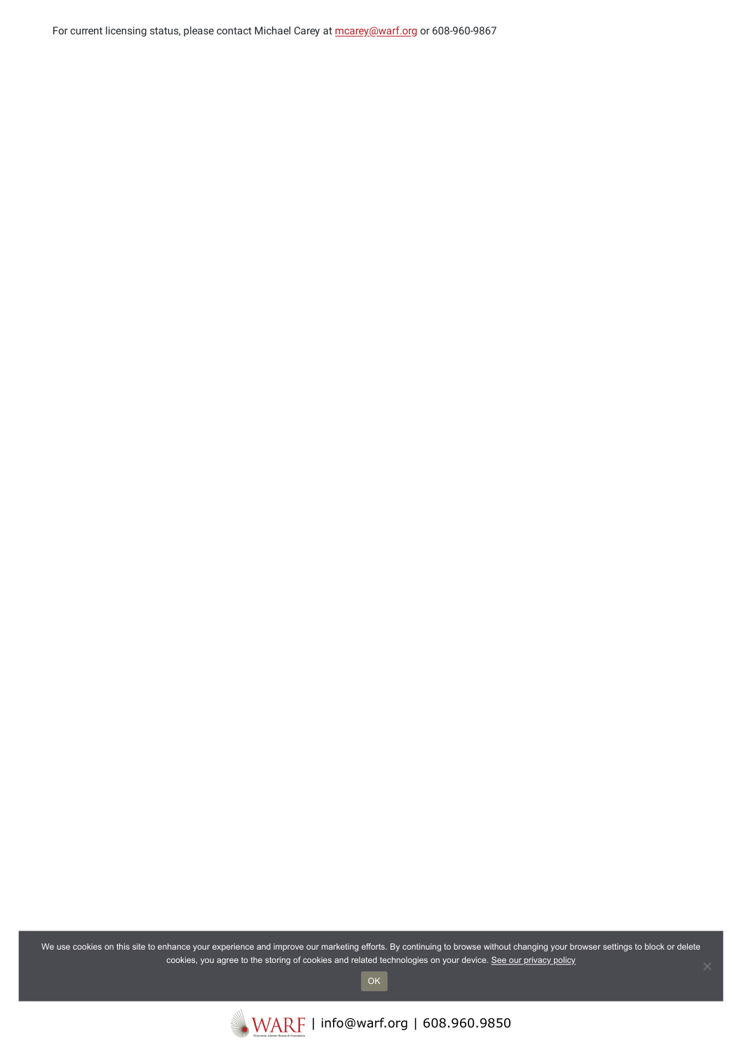For current licensing status, please contact Michael Carey at [mcarey@warf.org](mailto:mcarey@warf.org) or 608-960-9867

We use cookies on this site to enhance your experience and improve our marketing efforts. By continuing to browse without changing your browser settings to block or delete cookies, you agree to the storing of cookies and related technologies on your device. See our privacy policy

OK

WARF | info@warf.org | 608.960.9850